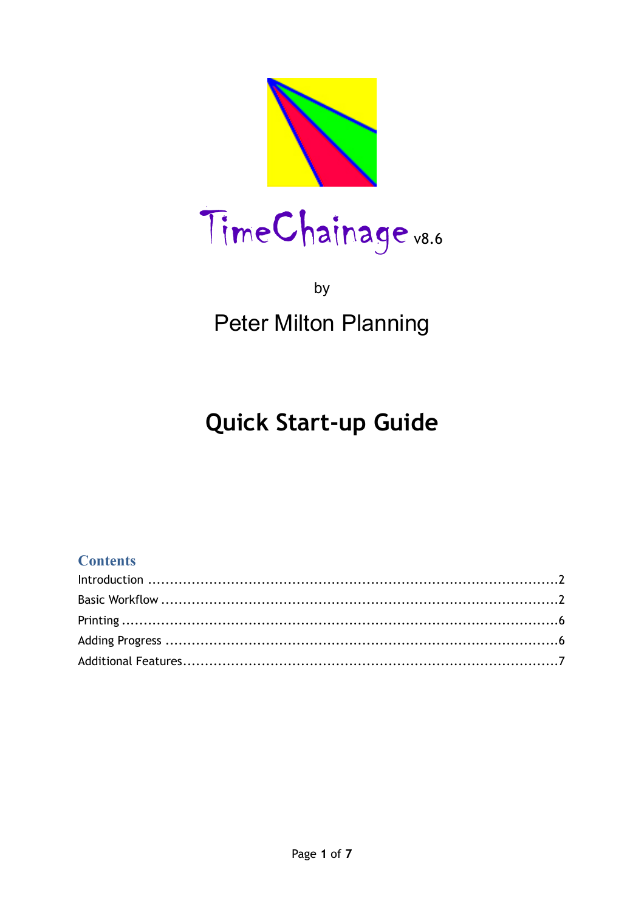# TimeChainage v8.6

by

Peter Milton Planning

## Quick Start-up Guide

### Contents

Introduction ........................................................................................2

Basic Workflow ....................................................................................2

Printing ...............................................................................................6

Adding Progress ..................................................................................6

Additional Features...............................................................................7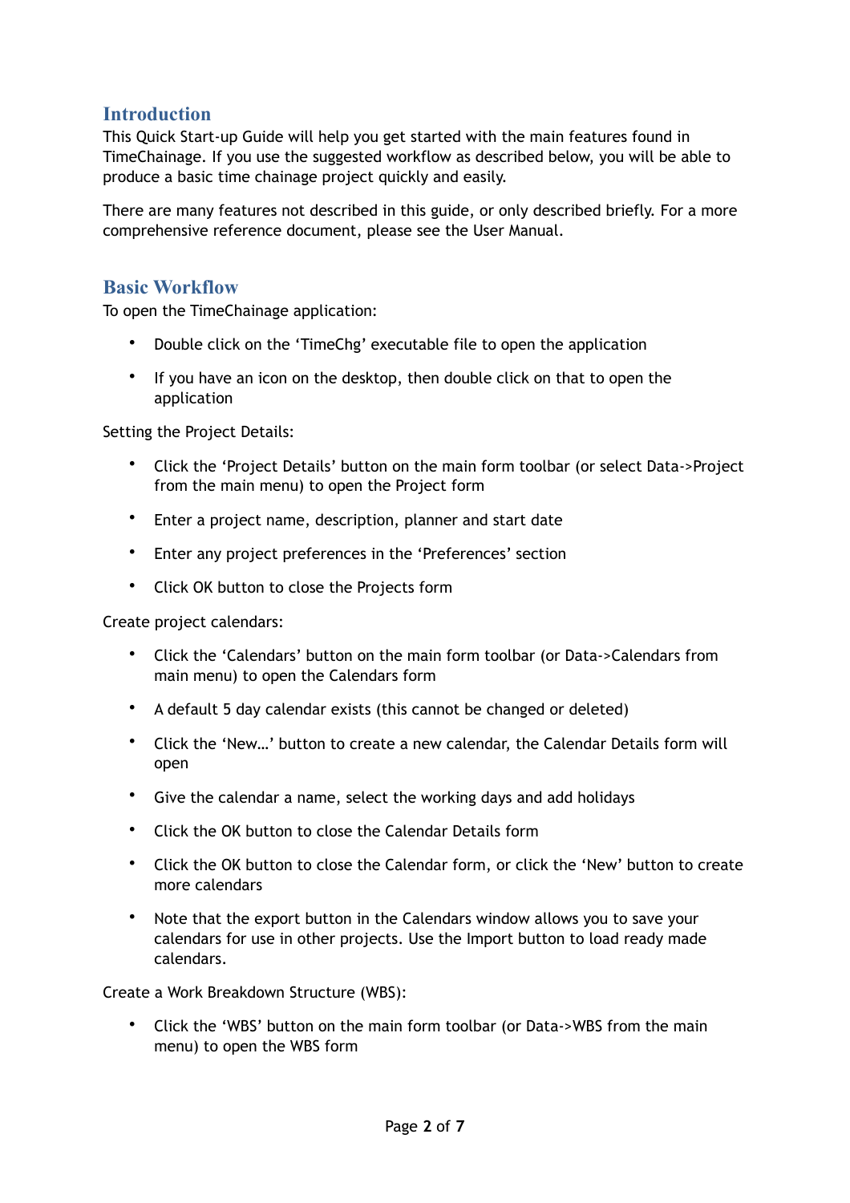## Introduction

This Quick Start-up Guide will help you get started with the main features found in TimeChainage. If you use the suggested workflow as described below, you will be able to produce a basic time chainage project quickly and easily.

There are many features not described in this guide, or only described briefly. For a more comprehensive reference document, please see the User Manual.

## Basic Workflow

To open the TimeChainage application:

- Double click on the 'TimeChg' executable file to open the application
- If you have an icon on the desktop, then double click on that to open the application

Setting the Project Details:

- Click the 'Project Details' button on the main form toolbar (or select Data->Project from the main menu) to open the Project form
- Enter a project name, description, planner and start date
- Enter any project preferences in the 'Preferences' section
- Click OK button to close the Projects form

Create project calendars:

- Click the 'Calendars' button on the main form toolbar (or Data->Calendars from main menu) to open the Calendars form
- A default 5 day calendar exists (this cannot be changed or deleted)
- Click the 'New…' button to create a new calendar, the Calendar Details form will open
- Give the calendar a name, select the working days and add holidays
- Click the OK button to close the Calendar Details form
- Click the OK button to close the Calendar form, or click the 'New' button to create more calendars
- Note that the export button in the Calendars window allows you to save your calendars for use in other projects. Use the Import button to load ready made calendars.

Create a Work Breakdown Structure (WBS):

- Click the 'WBS' button on the main form toolbar (or Data->WBS from the main menu) to open the WBS form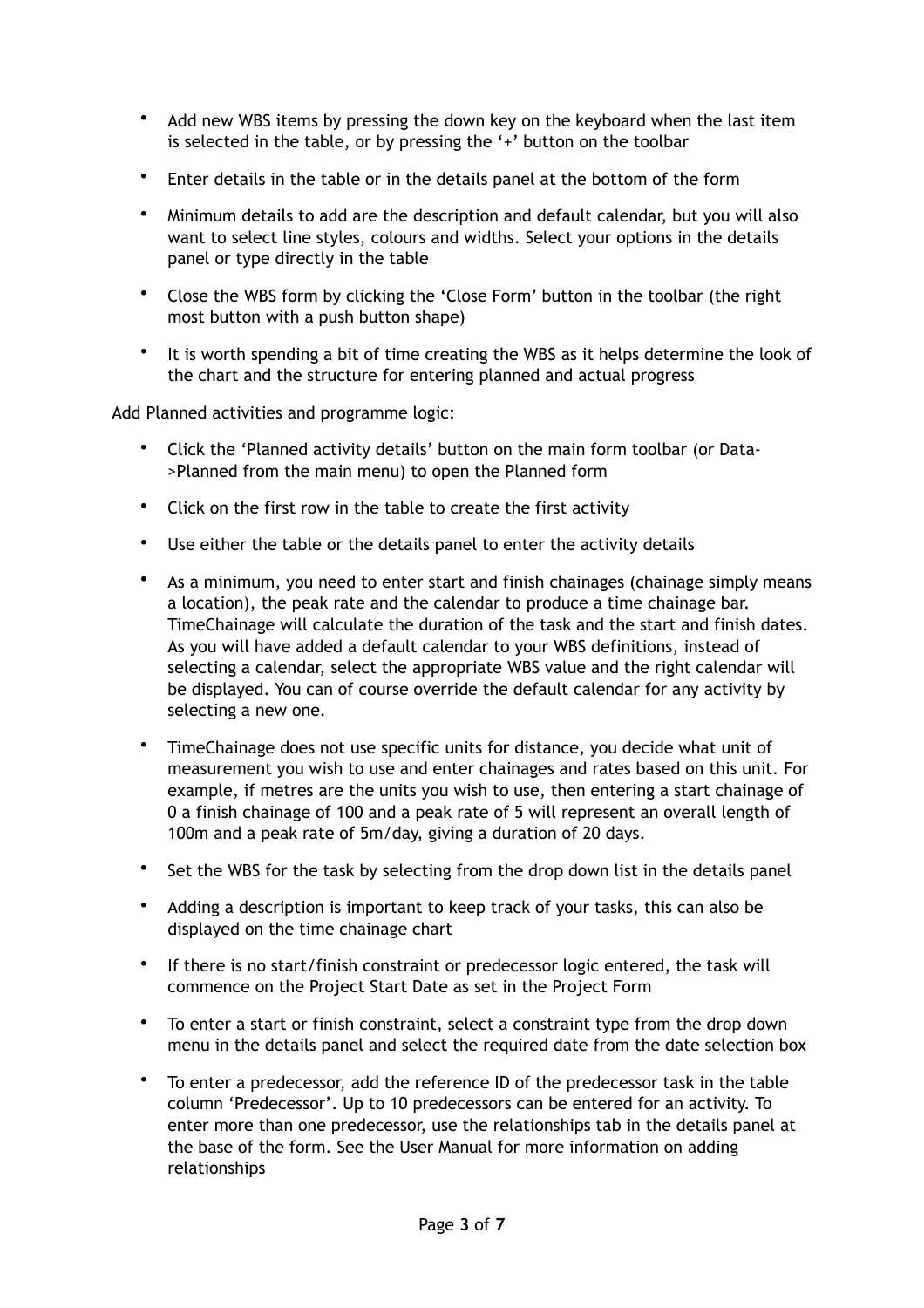- Add new WBS items by pressing the down key on the keyboard when the last item is selected in the table, or by pressing the '+' button on the toolbar
- Enter details in the table or in the details panel at the bottom of the form
- Minimum details to add are the description and default calendar, but you will also want to select line styles, colours and widths. Select your options in the details panel or type directly in the table
- Close the WBS form by clicking the 'Close Form' button in the toolbar (the right most button with a push button shape)
- It is worth spending a bit of time creating the WBS as it helps determine the look of the chart and the structure for entering planned and actual progress

Add Planned activities and programme logic:

- Click the 'Planned activity details' button on the main form toolbar (or Data->Planned from the main menu) to open the Planned form
- Click on the first row in the table to create the first activity
- Use either the table or the details panel to enter the activity details
- As a minimum, you need to enter start and finish chainages (chainage simply means a location), the peak rate and the calendar to produce a time chainage bar. TimeChainage will calculate the duration of the task and the start and finish dates. As you will have added a default calendar to your WBS definitions, instead of selecting a calendar, select the appropriate WBS value and the right calendar will be displayed. You can of course override the default calendar for any activity by selecting a new one.
- TimeChainage does not use specific units for distance, you decide what unit of measurement you wish to use and enter chainages and rates based on this unit. For example, if metres are the units you wish to use, then entering a start chainage of 0 a finish chainage of 100 and a peak rate of 5 will represent an overall length of 100m and a peak rate of 5m/day, giving a duration of 20 days.
- Set the WBS for the task by selecting from the drop down list in the details panel
- Adding a description is important to keep track of your tasks, this can also be displayed on the time chainage chart
- If there is no start/finish constraint or predecessor logic entered, the task will commence on the Project Start Date as set in the Project Form
- To enter a start or finish constraint, select a constraint type from the drop down menu in the details panel and select the required date from the date selection box
- To enter a predecessor, add the reference ID of the predecessor task in the table column 'Predecessor'. Up to 10 predecessors can be entered for an activity. To enter more than one predecessor, use the relationships tab in the details panel at the base of the form. See the User Manual for more information on adding relationships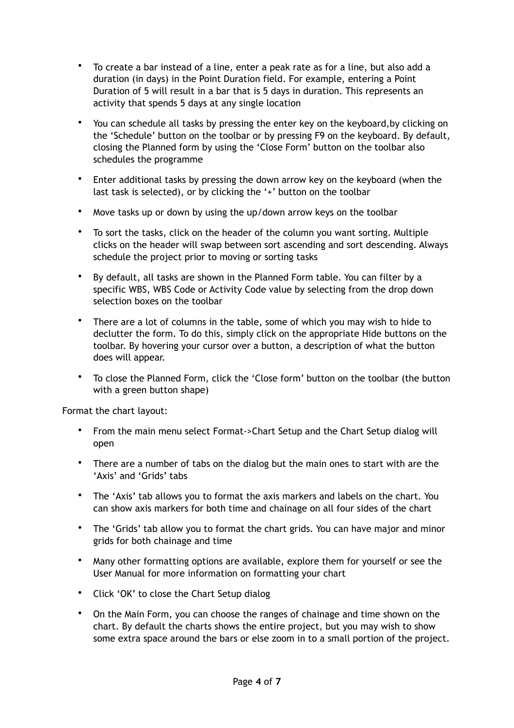- To create a bar instead of a line, enter a peak rate as for a line, but also add a duration (in days) in the Point Duration field. For example, entering a Point Duration of 5 will result in a bar that is 5 days in duration. This represents an activity that spends 5 days at any single location
- You can schedule all tasks by pressing the enter key on the keyboard,by clicking on the 'Schedule' button on the toolbar or by pressing F9 on the keyboard. By default, closing the Planned form by using the 'Close Form' button on the toolbar also schedules the programme
- Enter additional tasks by pressing the down arrow key on the keyboard (when the last task is selected), or by clicking the '+' button on the toolbar
- Move tasks up or down by using the up/down arrow keys on the toolbar
- To sort the tasks, click on the header of the column you want sorting. Multiple clicks on the header will swap between sort ascending and sort descending. Always schedule the project prior to moving or sorting tasks
- By default, all tasks are shown in the Planned Form table. You can filter by a specific WBS, WBS Code or Activity Code value by selecting from the drop down selection boxes on the toolbar
- There are a lot of columns in the table, some of which you may wish to hide to declutter the form. To do this, simply click on the appropriate Hide buttons on the toolbar. By hovering your cursor over a button, a description of what the button does will appear.
- To close the Planned Form, click the 'Close form' button on the toolbar (the button with a green button shape)

Format the chart layout:

- From the main menu select Format->Chart Setup and the Chart Setup dialog will open
- There are a number of tabs on the dialog but the main ones to start with are the 'Axis' and 'Grids' tabs
- The 'Axis' tab allows you to format the axis markers and labels on the chart. You can show axis markers for both time and chainage on all four sides of the chart
- The 'Grids' tab allow you to format the chart grids. You can have major and minor grids for both chainage and time
- Many other formatting options are available, explore them for yourself or see the User Manual for more information on formatting your chart
- Click 'OK' to close the Chart Setup dialog
- On the Main Form, you can choose the ranges of chainage and time shown on the chart. By default the charts shows the entire project, but you may wish to show some extra space around the bars or else zoom in to a small portion of the project.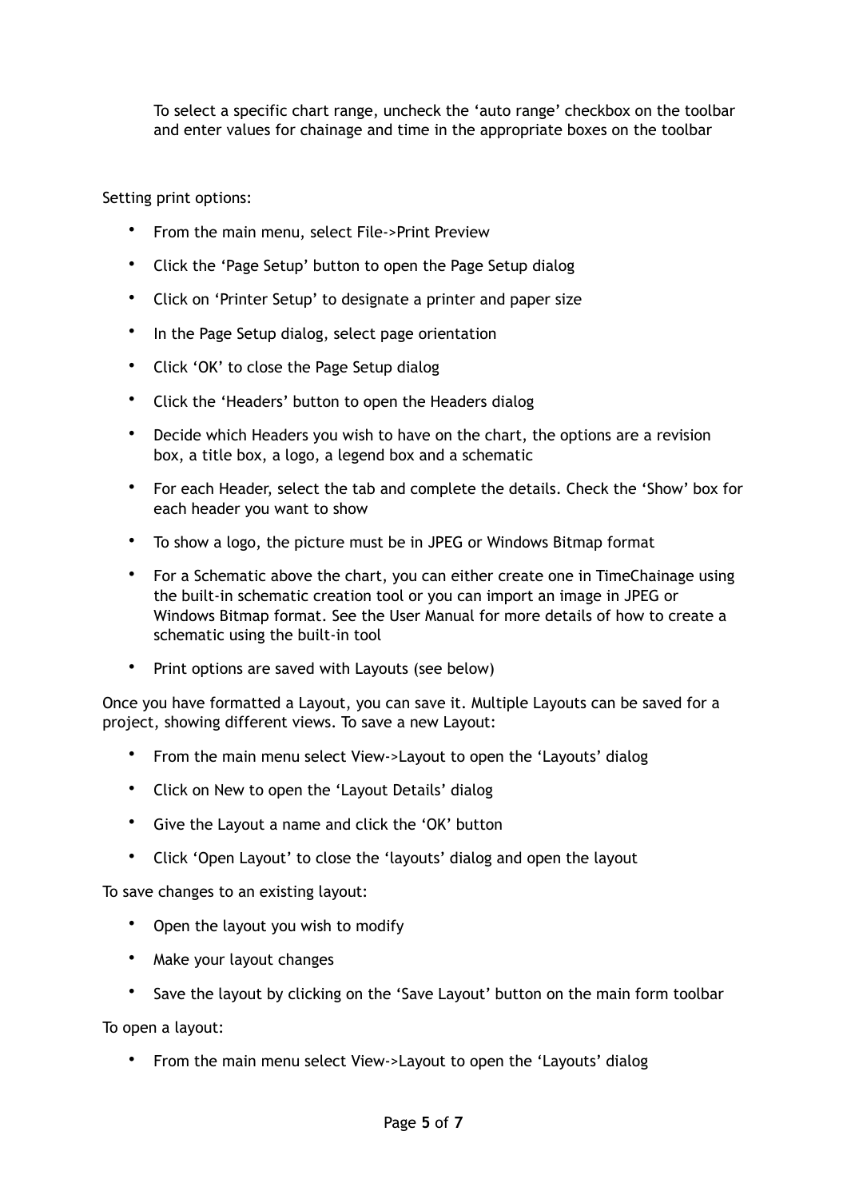To select a specific chart range, uncheck the 'auto range' checkbox on the toolbar and enter values for chainage and time in the appropriate boxes on the toolbar

Setting print options:

- From the main menu, select File->Print Preview
- Click the 'Page Setup' button to open the Page Setup dialog
- Click on 'Printer Setup' to designate a printer and paper size
- In the Page Setup dialog, select page orientation
- Click 'OK' to close the Page Setup dialog
- Click the 'Headers' button to open the Headers dialog
- Decide which Headers you wish to have on the chart, the options are a revision box, a title box, a logo, a legend box and a schematic
- For each Header, select the tab and complete the details. Check the 'Show' box for each header you want to show
- To show a logo, the picture must be in JPEG or Windows Bitmap format
- For a Schematic above the chart, you can either create one in TimeChainage using the built-in schematic creation tool or you can import an image in JPEG or Windows Bitmap format. See the User Manual for more details of how to create a schematic using the built-in tool
- Print options are saved with Layouts (see below)

Once you have formatted a Layout, you can save it. Multiple Layouts can be saved for a project, showing different views. To save a new Layout:

- From the main menu select View->Layout to open the 'Layouts' dialog
- Click on New to open the 'Layout Details' dialog
- Give the Layout a name and click the 'OK' button
- Click 'Open Layout' to close the 'layouts' dialog and open the layout

To save changes to an existing layout:

- Open the layout you wish to modify
- Make your layout changes
- Save the layout by clicking on the 'Save Layout' button on the main form toolbar

To open a layout:

- From the main menu select View->Layout to open the 'Layouts' dialog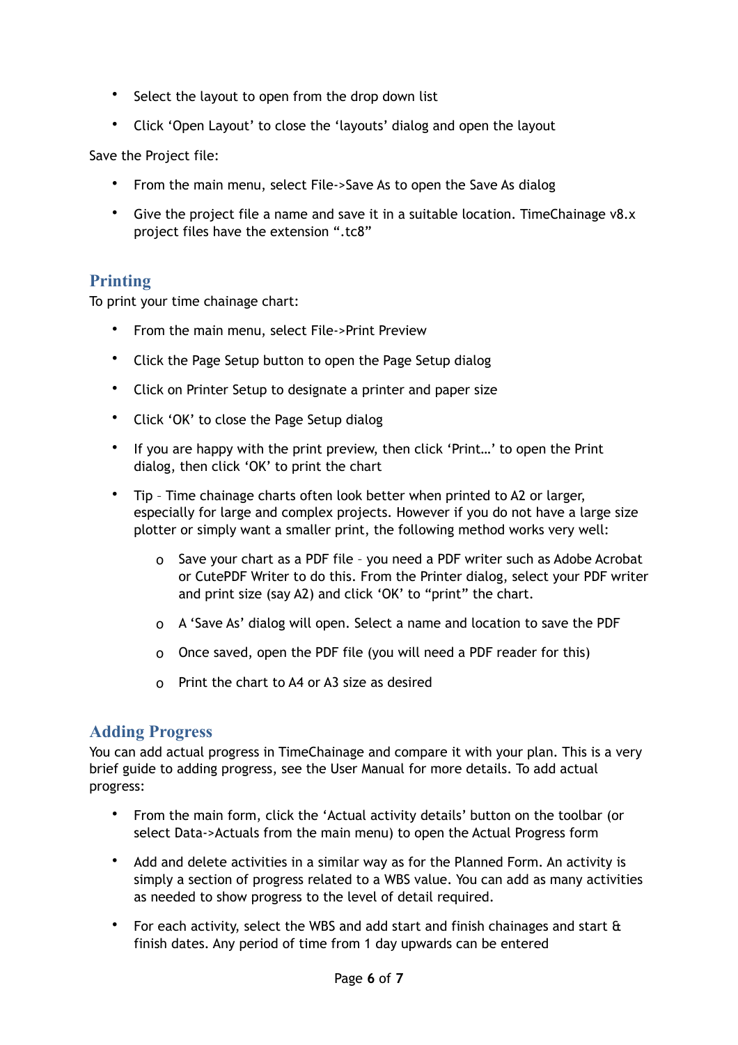- Select the layout to open from the drop down list
- Click 'Open Layout' to close the 'layouts' dialog and open the layout

Save the Project file:

- From the main menu, select File->Save As to open the Save As dialog
- Give the project file a name and save it in a suitable location. TimeChainage v8.x project files have the extension ".tc8"

## Printing

To print your time chainage chart:

- From the main menu, select File->Print Preview
- Click the Page Setup button to open the Page Setup dialog
- Click on Printer Setup to designate a printer and paper size
- Click 'OK' to close the Page Setup dialog
- If you are happy with the print preview, then click 'Print…' to open the Print dialog, then click 'OK' to print the chart
- Tip – Time chainage charts often look better when printed to A2 or larger, especially for large and complex projects. However if you do not have a large size plotter or simply want a smaller print, the following method works very well:
    - Save your chart as a PDF file – you need a PDF writer such as Adobe Acrobat or CutePDF Writer to do this. From the Printer dialog, select your PDF writer and print size (say A2) and click 'OK' to "print" the chart.
    - A 'Save As' dialog will open. Select a name and location to save the PDF
    - Once saved, open the PDF file (you will need a PDF reader for this)
    - Print the chart to A4 or A3 size as desired

## Adding Progress

You can add actual progress in TimeChainage and compare it with your plan. This is a very brief guide to adding progress, see the User Manual for more details. To add actual progress:

- From the main form, click the 'Actual activity details' button on the toolbar (or select Data->Actuals from the main menu) to open the Actual Progress form
- Add and delete activities in a similar way as for the Planned Form. An activity is simply a section of progress related to a WBS value. You can add as many activities as needed to show progress to the level of detail required.
- For each activity, select the WBS and add start and finish chainages and start & finish dates. Any period of time from 1 day upwards can be entered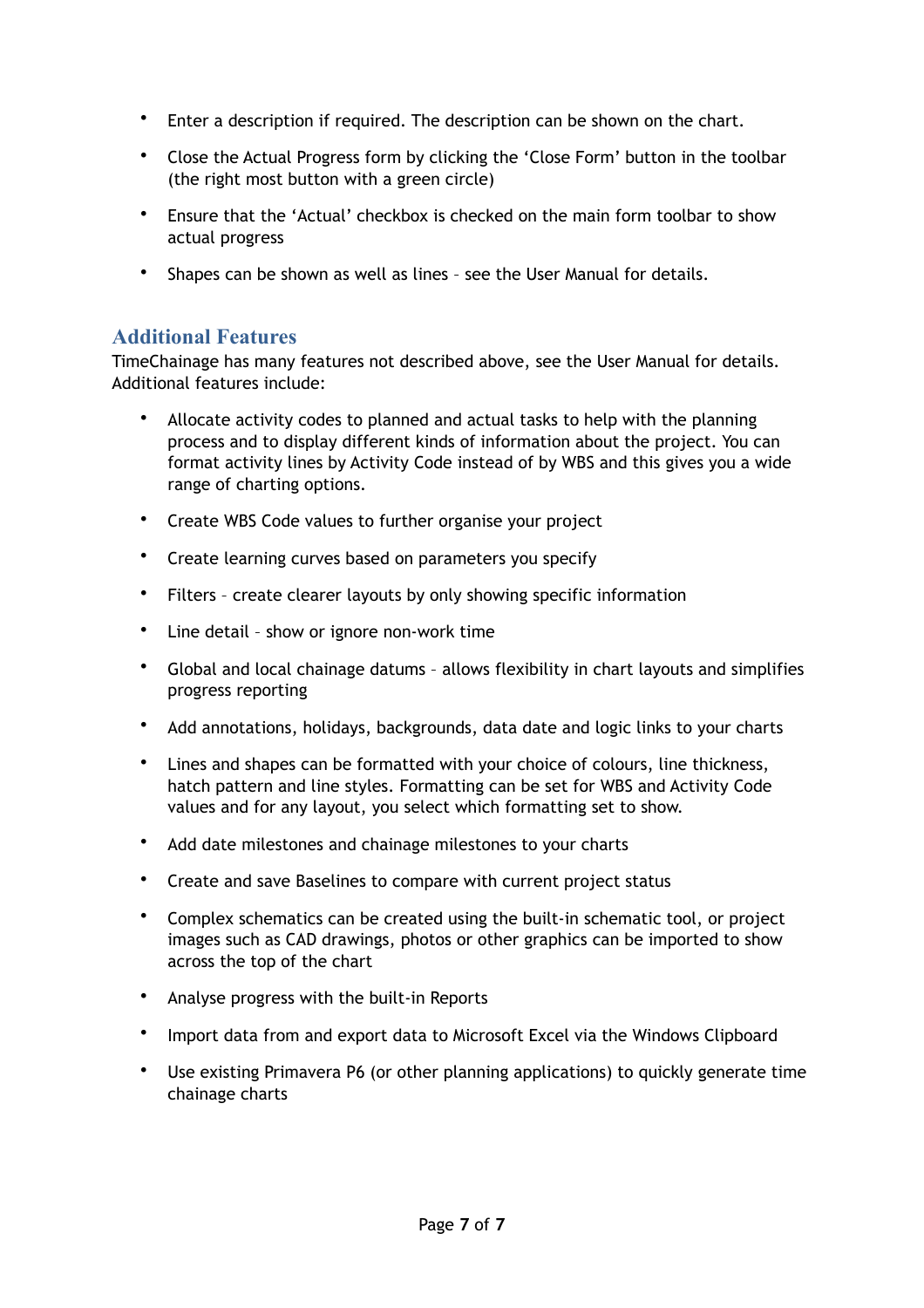- Enter a description if required. The description can be shown on the chart.
- Close the Actual Progress form by clicking the 'Close Form' button in the toolbar (the right most button with a green circle)
- Ensure that the 'Actual' checkbox is checked on the main form toolbar to show actual progress
- Shapes can be shown as well as lines – see the User Manual for details.

## Additional Features

TimeChainage has many features not described above, see the User Manual for details. Additional features include:

- Allocate activity codes to planned and actual tasks to help with the planning process and to display different kinds of information about the project. You can format activity lines by Activity Code instead of by WBS and this gives you a wide range of charting options.
- Create WBS Code values to further organise your project
- Create learning curves based on parameters you specify
- Filters – create clearer layouts by only showing specific information
- Line detail – show or ignore non-work time
- Global and local chainage datums – allows flexibility in chart layouts and simplifies progress reporting
- Add annotations, holidays, backgrounds, data date and logic links to your charts
- Lines and shapes can be formatted with your choice of colours, line thickness, hatch pattern and line styles. Formatting can be set for WBS and Activity Code values and for any layout, you select which formatting set to show.
- Add date milestones and chainage milestones to your charts
- Create and save Baselines to compare with current project status
- Complex schematics can be created using the built-in schematic tool, or project images such as CAD drawings, photos or other graphics can be imported to show across the top of the chart
- Analyse progress with the built-in Reports
- Import data from and export data to Microsoft Excel via the Windows Clipboard
- Use existing Primavera P6 (or other planning applications) to quickly generate time chainage charts